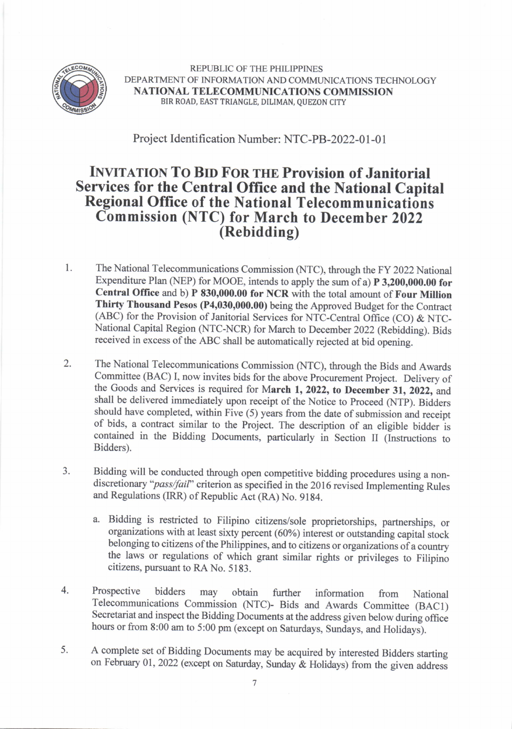REPUBLIC OF THE PHILIPPINES
DEPARTMENT OF INFORMATION AND COMMUNICATIONS TECHNOLOGY
**NATIONAL TELECOMMUNICATIONS COMMISSION**
BIR ROAD, EAST TRIANGLE, DILIMAN, QUEZON CITY

Project Identification Number: NTC-PB-2022-01-01

# INVITATION TO BID FOR THE Provision of Janitorial Services for the Central Office and the National Capital Regional Office of the National Telecommunications Commission (NTC) for March to December 2022 (Rebidding)

1. The National Telecommunications Commission (NTC), through the FY 2022 National Expenditure Plan (NEP) for MOOE, intends to apply the sum of a) **P 3,200,000.00 for Central Office** and b) **P 830,000.00 for NCR** with the total amount of **Four Million Thirty Thousand Pesos (P4,030,000.00)** being the Approved Budget for the Contract (ABC) for the Provision of Janitorial Services for NTC-Central Office (CO) & NTC-National Capital Region (NTC-NCR) for March to December 2022 (Rebidding). Bids received in excess of the ABC shall be automatically rejected at bid opening.

2. The National Telecommunications Commission (NTC), through the Bids and Awards Committee (BAC) I, now invites bids for the above Procurement Project. Delivery of the Goods and Services is required for **March 1, 2022, to December 31, 2022,** and shall be delivered immediately upon receipt of the Notice to Proceed (NTP). Bidders should have completed, within Five (5) years from the date of submission and receipt of bids, a contract similar to the Project. The description of an eligible bidder is contained in the Bidding Documents, particularly in Section II (Instructions to Bidders).

3. Bidding will be conducted through open competitive bidding procedures using a non-discretionary "*pass/fail*" criterion as specified in the 2016 revised Implementing Rules and Regulations (IRR) of Republic Act (RA) No. 9184.

   a. Bidding is restricted to Filipino citizens/sole proprietorships, partnerships, or organizations with at least sixty percent (60%) interest or outstanding capital stock belonging to citizens of the Philippines, and to citizens or organizations of a country the laws or regulations of which grant similar rights or privileges to Filipino citizens, pursuant to RA No. 5183.

4. Prospective bidders may obtain further information from National Telecommunications Commission (NTC)- Bids and Awards Committee (BAC1) Secretariat and inspect the Bidding Documents at the address given below during office hours or from 8:00 am to 5:00 pm (except on Saturdays, Sundays, and Holidays).

5. A complete set of Bidding Documents may be acquired by interested Bidders starting on February 01, 2022 (except on Saturday, Sunday & Holidays) from the given address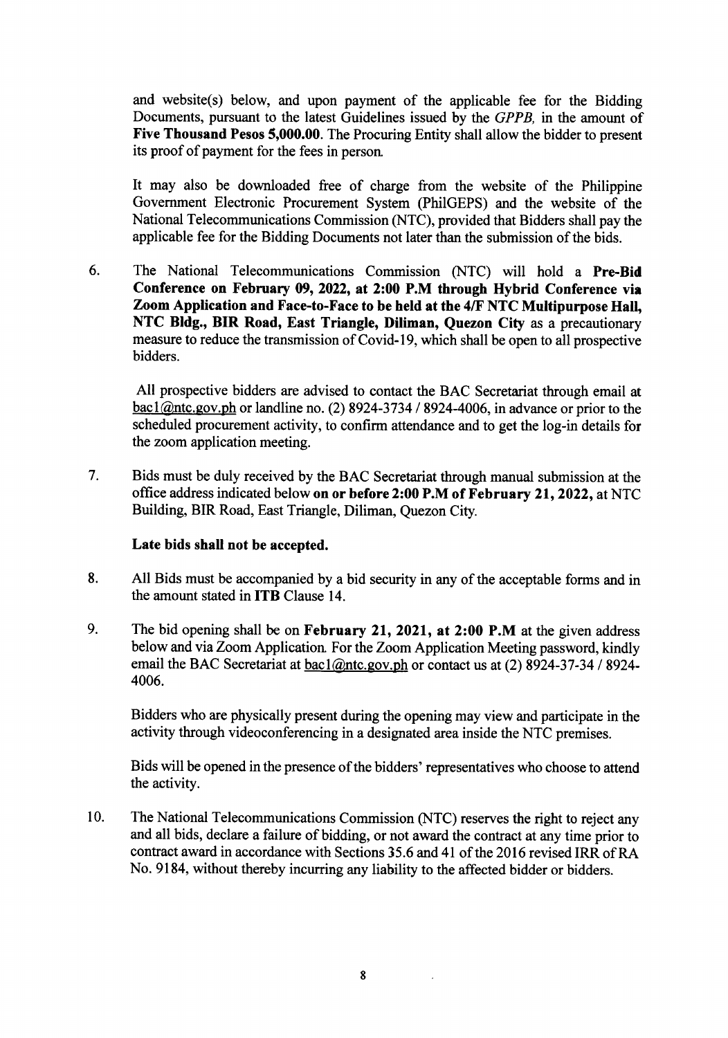and website(s) below, and upon payment of the applicable fee for the Bidding Documents, pursuant to the latest Guidelines issued by the *GPPB,* in the amount of **Five Thousand Pesos 5,000.00**. The Procuring Entity shall allow the bidder to present its proof of payment for the fees in person.

It may also be downloaded free of charge from the website of the Philippine Government Electronic Procurement System (PhilGEPS) and the website of the National Telecommunications Commission (NTC), provided that Bidders shall pay the applicable fee for the Bidding Documents not later than the submission of the bids.

6. The National Telecommunications Commission (NTC) will hold a **Pre-Bid Conference on February 09, 2022, at 2:00 P.M through Hybrid Conference via Zoom Application and Face-to-Face to be held at the 4/F NTC Multipurpose Hall, NTC Bldg., BIR Road, East Triangle, Diliman, Quezon City** as a precautionary measure to reduce the transmission of Covid-19, which shall be open to all prospective bidders.

   All prospective bidders are advised to contact the BAC Secretariat through email at bac1@ntc.gov.ph or landline no. (2) 8924-3734 / 8924-4006, in advance or prior to the scheduled procurement activity, to confirm attendance and to get the log-in details for the zoom application meeting.

7. Bids must be duly received by the BAC Secretariat through manual submission at the office address indicated below **on or before 2:00 P.M of February 21, 2022,** at NTC Building, BIR Road, East Triangle, Diliman, Quezon City.

   **Late bids shall not be accepted.**

8. All Bids must be accompanied by a bid security in any of the acceptable forms and in the amount stated in **ITB** Clause 14.

9. The bid opening shall be on **February 21, 2021, at 2:00 P.M** at the given address below and via Zoom Application. For the Zoom Application Meeting password, kindly email the BAC Secretariat at bac1@ntc.gov.ph or contact us at (2) 8924-37-34 / 8924-4006.

   Bidders who are physically present during the opening may view and participate in the activity through videoconferencing in a designated area inside the NTC premises.

   Bids will be opened in the presence of the bidders' representatives who choose to attend the activity.

10. The National Telecommunications Commission (NTC) reserves the right to reject any and all bids, declare a failure of bidding, or not award the contract at any time prior to contract award in accordance with Sections 35.6 and 41 of the 2016 revised IRR of RA No. 9184, without thereby incurring any liability to the affected bidder or bidders.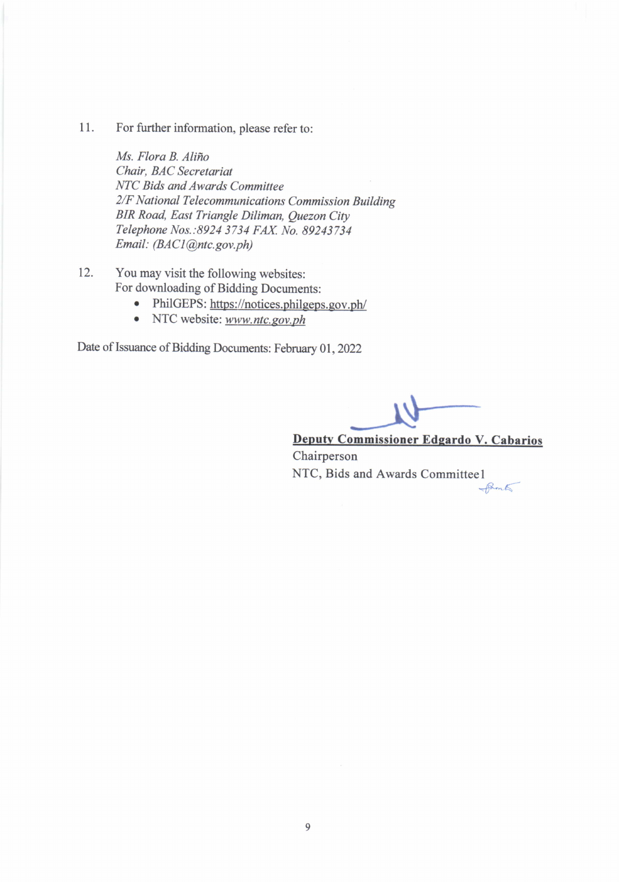11. For further information, please refer to:

    *Ms. Flora B. Aliño*
    *Chair, BAC Secretariat*
    *NTC Bids and Awards Committee*
    *2/F National Telecommunications Commission Building*
    *BIR Road, East Triangle Diliman, Quezon City*
    *Telephone Nos.:8924 3734 FAX. No. 89243734*
    *Email: (BAC1@ntc.gov.ph)*

12. You may visit the following websites:
    For downloading of Bidding Documents:
    - PhilGEPS: https://notices.philgeps.gov.ph/
    - NTC website: *www.ntc.gov.ph*

Date of Issuance of Bidding Documents: February 01, 2022

**Deputy Commissioner Edgardo V. Cabarios**
Chairperson
NTC, Bids and Awards Committee1